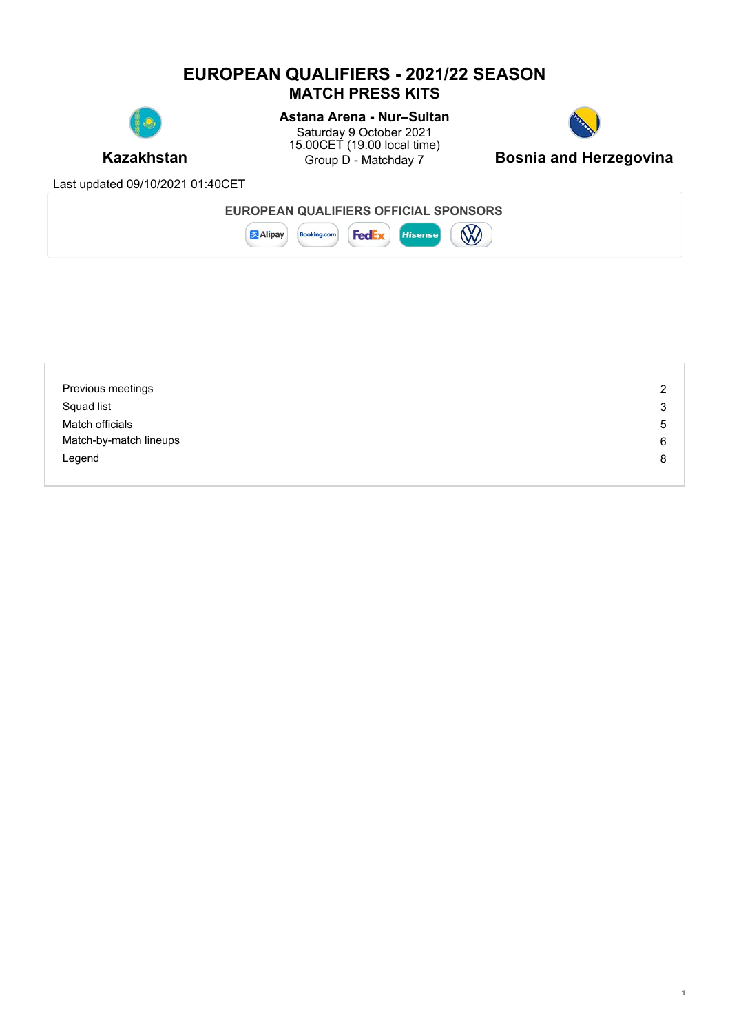# EUROPEAN QUALIFIERS - 2021/22 SEASON
## MATCH PRESS KITS

**Kazakhstan**

**Astana Arena - Nur–Sultan**
Saturday 9 October 2021
15.00CET (19.00 local time)
Group D - Matchday 7

**Bosnia and Herzegovina**

Last updated 09/10/2021 01:40CET

**EUROPEAN QUALIFIERS OFFICIAL SPONSORS**

Alipay, Booking.com, FedEx, Hisense, VW

| | |
|---|---|
| Previous meetings | 2 |
| Squad list | 3 |
| Match officials | 5 |
| Match-by-match lineups | 6 |
| Legend | 8 |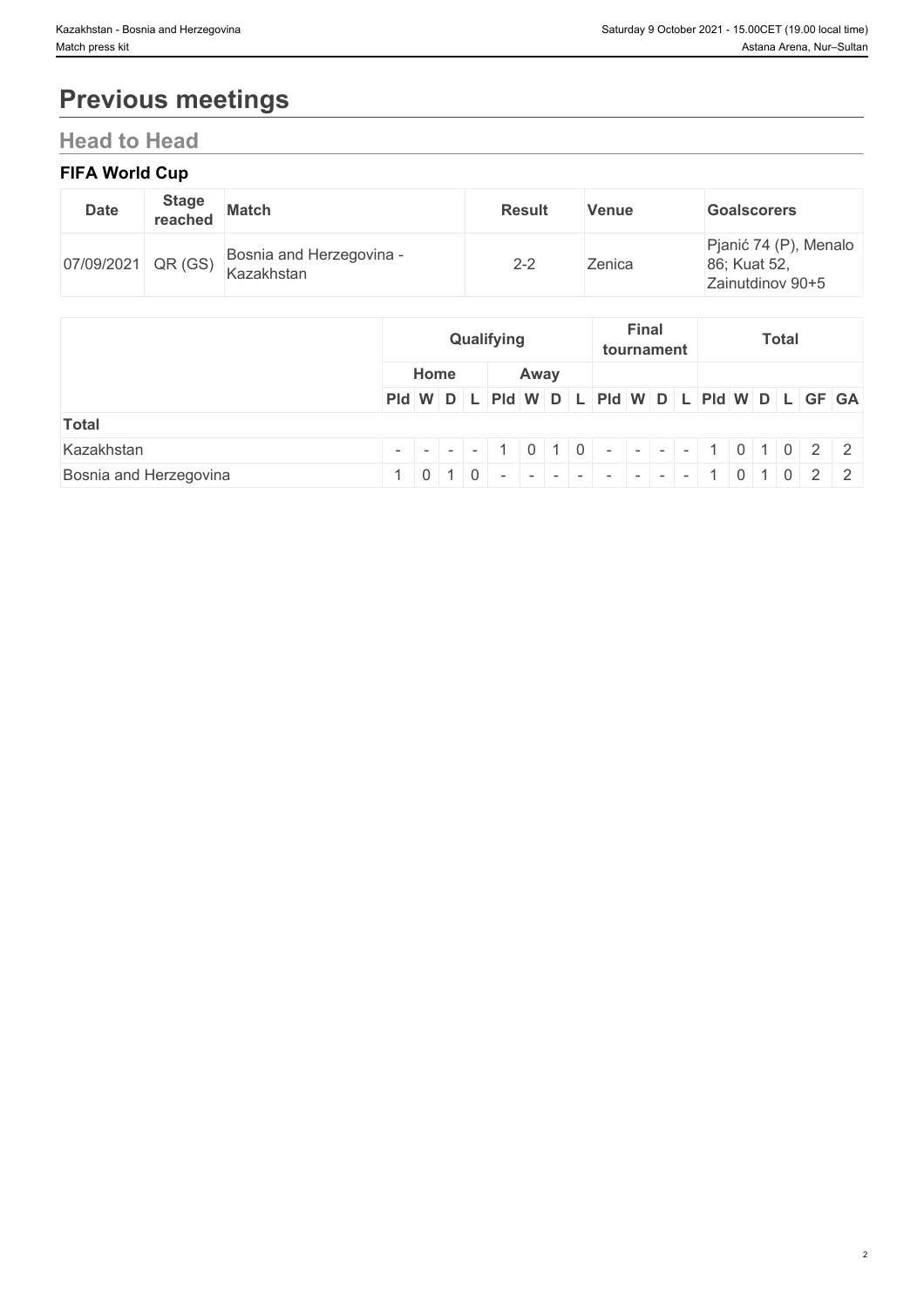# Previous meetings

## Head to Head

### FIFA World Cup

| Date | Stage reached | Match | Result | Venue | Goalscorers |
| --- | --- | --- | --- | --- | --- |
| 07/09/2021 | QR (GS) | Bosnia and Herzegovina - Kazakhstan | 2-2 | Zenica | Pjanić 74 (P), Menalo 86; Kuat 52, Zainutdinov 90+5 |

| | Qualifying | | | | | | | | Final tournament | | | | Total | | | | | |
| --- | --- | --- | --- | --- | --- | --- | --- | --- | --- | --- | --- | --- | --- | --- | --- | --- | --- | --- |
| | Home | | | | Away | | | | | | | | | | | | | |
| | Pld | W | D | L | Pld | W | D | L | Pld | W | D | L | Pld | W | D | L | GF | GA |
| **Total** | | | | | | | | | | | | | | | | | | |
| Kazakhstan | - | - | - | - | 1 | 0 | 1 | 0 | - | - | - | - | 1 | 0 | 1 | 0 | 2 | 2 |
| Bosnia and Herzegovina | 1 | 0 | 1 | 0 | - | - | - | - | - | - | - | - | 1 | 0 | 1 | 0 | 2 | 2 |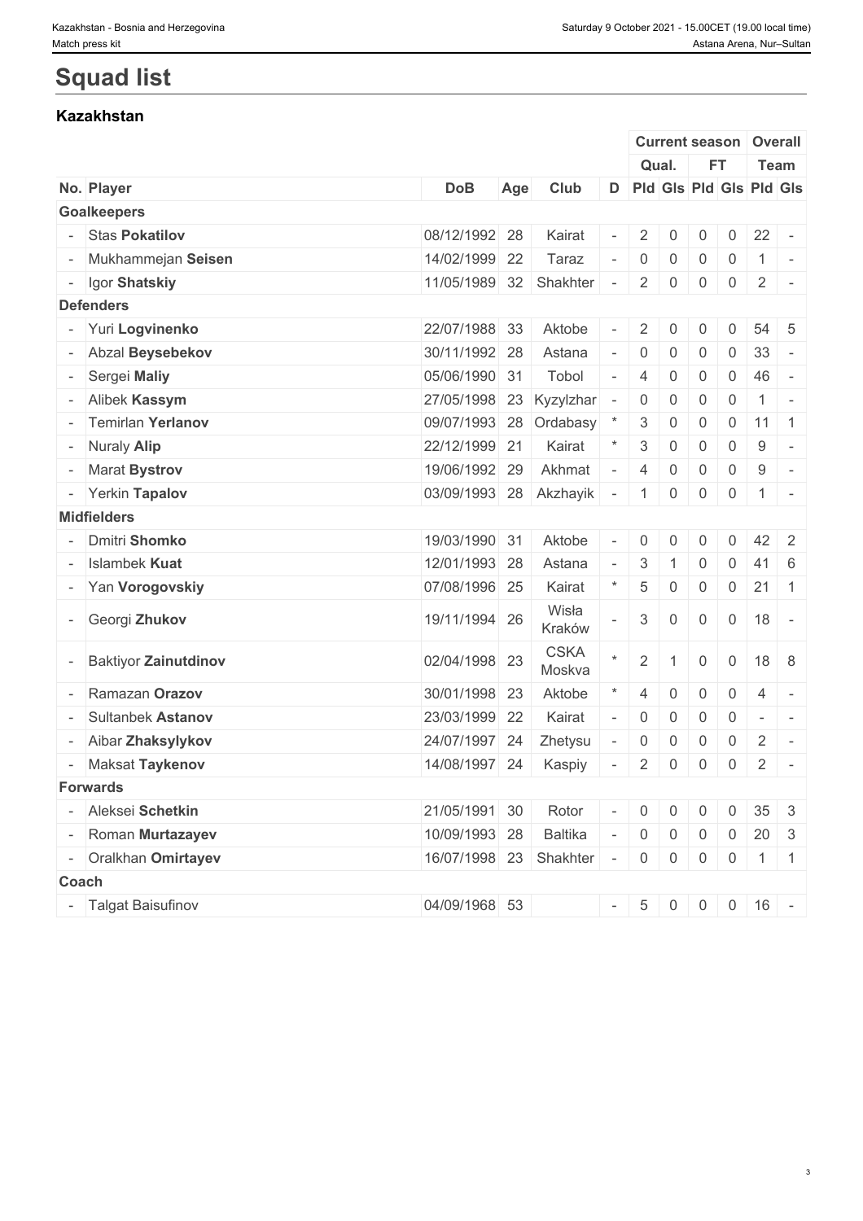# Squad list

## Kazakhstan

| | | | | | Current season | | | | Overall | |
|---|---|---|---|---|---|---|---|---|---|---|
| | | | | | Qual. | | FT | | Team | |
| No. Player | DoB | Age | Club | D | Pld | Gls | Pld | Gls | Pld | Gls |
| **Goalkeepers** | | | | | | | | | | |
| - Stas **Pokatilov** | 08/12/1992 | 28 | Kairat | - | 2 | 0 | 0 | 0 | 22 | - |
| - Mukhammejan **Seisen** | 14/02/1999 | 22 | Taraz | - | 0 | 0 | 0 | 0 | 1 | - |
| - Igor **Shatskiy** | 11/05/1989 | 32 | Shakhter | - | 2 | 0 | 0 | 0 | 2 | - |
| **Defenders** | | | | | | | | | | |
| - Yuri **Logvinenko** | 22/07/1988 | 33 | Aktobe | - | 2 | 0 | 0 | 0 | 54 | 5 |
| - Abzal **Beysebekov** | 30/11/1992 | 28 | Astana | - | 0 | 0 | 0 | 0 | 33 | - |
| - Sergei **Maliy** | 05/06/1990 | 31 | Tobol | - | 4 | 0 | 0 | 0 | 46 | - |
| - Alibek **Kassym** | 27/05/1998 | 23 | Kyzylzhar | - | 0 | 0 | 0 | 0 | 1 | - |
| - Temirlan **Yerlanov** | 09/07/1993 | 28 | Ordabasy | * | 3 | 0 | 0 | 0 | 11 | 1 |
| - Nuraly **Alip** | 22/12/1999 | 21 | Kairat | * | 3 | 0 | 0 | 0 | 9 | - |
| - Marat **Bystrov** | 19/06/1992 | 29 | Akhmat | - | 4 | 0 | 0 | 0 | 9 | - |
| - Yerkin **Tapalov** | 03/09/1993 | 28 | Akzhayik | - | 1 | 0 | 0 | 0 | 1 | - |
| **Midfielders** | | | | | | | | | | |
| - Dmitri **Shomko** | 19/03/1990 | 31 | Aktobe | - | 0 | 0 | 0 | 0 | 42 | 2 |
| - Islambek **Kuat** | 12/01/1993 | 28 | Astana | - | 3 | 1 | 0 | 0 | 41 | 6 |
| - Yan **Vorogovskiy** | 07/08/1996 | 25 | Kairat | * | 5 | 0 | 0 | 0 | 21 | 1 |
| - Georgi **Zhukov** | 19/11/1994 | 26 | Wisła Kraków | - | 3 | 0 | 0 | 0 | 18 | - |
| - Baktiyor **Zainutdinov** | 02/04/1998 | 23 | CSKA Moskva | * | 2 | 1 | 0 | 0 | 18 | 8 |
| - Ramazan **Orazov** | 30/01/1998 | 23 | Aktobe | * | 4 | 0 | 0 | 0 | 4 | - |
| - Sultanbek **Astanov** | 23/03/1999 | 22 | Kairat | - | 0 | 0 | 0 | 0 | - | - |
| - Aibar **Zhaksylykov** | 24/07/1997 | 24 | Zhetysu | - | 0 | 0 | 0 | 0 | 2 | - |
| - Maksat **Taykenov** | 14/08/1997 | 24 | Kaspiy | - | 2 | 0 | 0 | 0 | 2 | - |
| **Forwards** | | | | | | | | | | |
| - Aleksei **Schetkin** | 21/05/1991 | 30 | Rotor | - | 0 | 0 | 0 | 0 | 35 | 3 |
| - Roman **Murtazayev** | 10/09/1993 | 28 | Baltika | - | 0 | 0 | 0 | 0 | 20 | 3 |
| - Oralkhan **Omirtayev** | 16/07/1998 | 23 | Shakhter | - | 0 | 0 | 0 | 0 | 1 | 1 |
| **Coach** | | | | | | | | | | |
| - Talgat Baisufinov | 04/09/1968 | 53 | | - | 5 | 0 | 0 | 0 | 16 | - |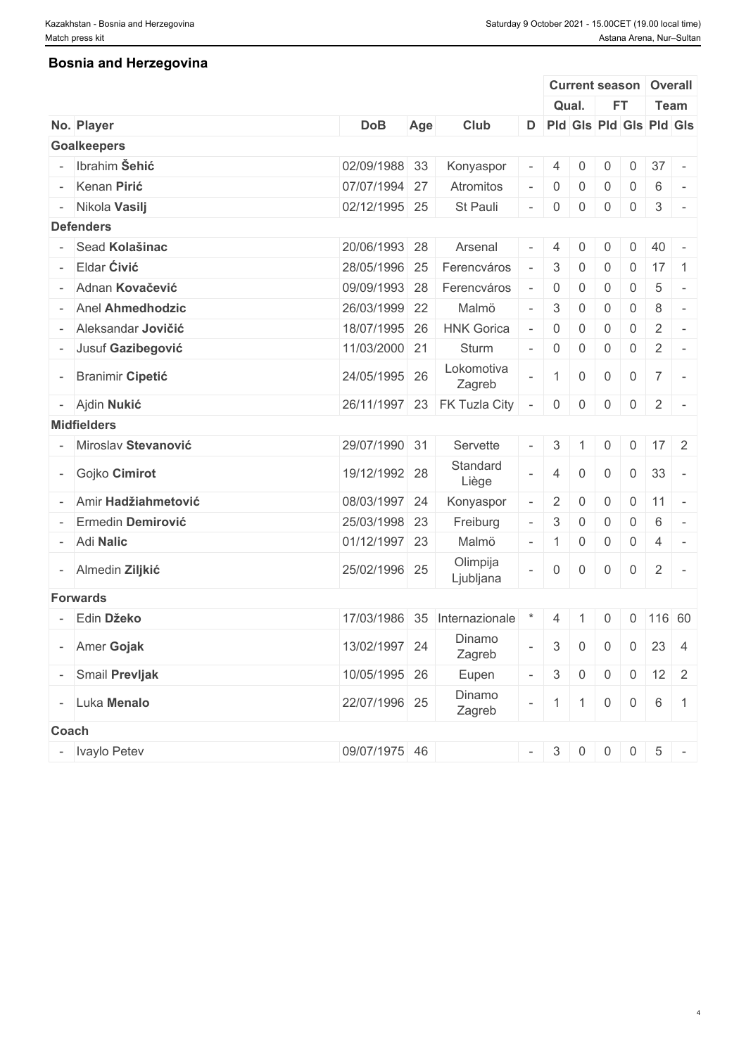## Bosnia and Herzegovina

| No. | Player | DoB | Age | Club | D | Current season Qual. Pld | Current season Qual. Gls | Current season FT Pld | Current season FT Gls | Overall Team Pld | Overall Team Gls |
|---|---|---|---|---|---|---|---|---|---|---|---|
| **Goalkeepers** | | | | | | | | | | | |
| - | Ibrahim **Šehić** | 02/09/1988 | 33 | Konyaspor | - | 4 | 0 | 0 | 0 | 37 | - |
| - | Kenan **Pirić** | 07/07/1994 | 27 | Atromitos | - | 0 | 0 | 0 | 0 | 6 | - |
| - | Nikola **Vasilj** | 02/12/1995 | 25 | St Pauli | - | 0 | 0 | 0 | 0 | 3 | - |
| **Defenders** | | | | | | | | | | | |
| - | Sead **Kolašinac** | 20/06/1993 | 28 | Arsenal | - | 4 | 0 | 0 | 0 | 40 | - |
| - | Eldar **Ćivić** | 28/05/1996 | 25 | Ferencváros | - | 3 | 0 | 0 | 0 | 17 | 1 |
| - | Adnan **Kovačević** | 09/09/1993 | 28 | Ferencváros | - | 0 | 0 | 0 | 0 | 5 | - |
| - | Anel **Ahmedhodzic** | 26/03/1999 | 22 | Malmö | - | 3 | 0 | 0 | 0 | 8 | - |
| - | Aleksandar **Jovičić** | 18/07/1995 | 26 | HNK Gorica | - | 0 | 0 | 0 | 0 | 2 | - |
| - | Jusuf **Gazibegović** | 11/03/2000 | 21 | Sturm | - | 0 | 0 | 0 | 0 | 2 | - |
| - | Branimir **Cipetić** | 24/05/1995 | 26 | Lokomotiva Zagreb | - | 1 | 0 | 0 | 0 | 7 | - |
| - | Ajdin **Nukić** | 26/11/1997 | 23 | FK Tuzla City | - | 0 | 0 | 0 | 0 | 2 | - |
| **Midfielders** | | | | | | | | | | | |
| - | Miroslav **Stevanović** | 29/07/1990 | 31 | Servette | - | 3 | 1 | 0 | 0 | 17 | 2 |
| - | Gojko **Cimirot** | 19/12/1992 | 28 | Standard Liège | - | 4 | 0 | 0 | 0 | 33 | - |
| - | Amir **Hadžiahmetović** | 08/03/1997 | 24 | Konyaspor | - | 2 | 0 | 0 | 0 | 11 | - |
| - | Ermedin **Demirović** | 25/03/1998 | 23 | Freiburg | - | 3 | 0 | 0 | 0 | 6 | - |
| - | Adi **Nalic** | 01/12/1997 | 23 | Malmö | - | 1 | 0 | 0 | 0 | 4 | - |
| - | Almedin **Ziljkić** | 25/02/1996 | 25 | Olimpija Ljubljana | - | 0 | 0 | 0 | 0 | 2 | - |
| **Forwards** | | | | | | | | | | | |
| - | Edin **Džeko** | 17/03/1986 | 35 | Internazionale | * | 4 | 1 | 0 | 0 | 116 | 60 |
| - | Amer **Gojak** | 13/02/1997 | 24 | Dinamo Zagreb | - | 3 | 0 | 0 | 0 | 23 | 4 |
| - | Smail **Prevljak** | 10/05/1995 | 26 | Eupen | - | 3 | 0 | 0 | 0 | 12 | 2 |
| - | Luka **Menalo** | 22/07/1996 | 25 | Dinamo Zagreb | - | 1 | 1 | 0 | 0 | 6 | 1 |
| **Coach** | | | | | | | | | | | |
| - | Ivaylo Petev | 09/07/1975 | 46 | | - | 3 | 0 | 0 | 0 | 5 | - |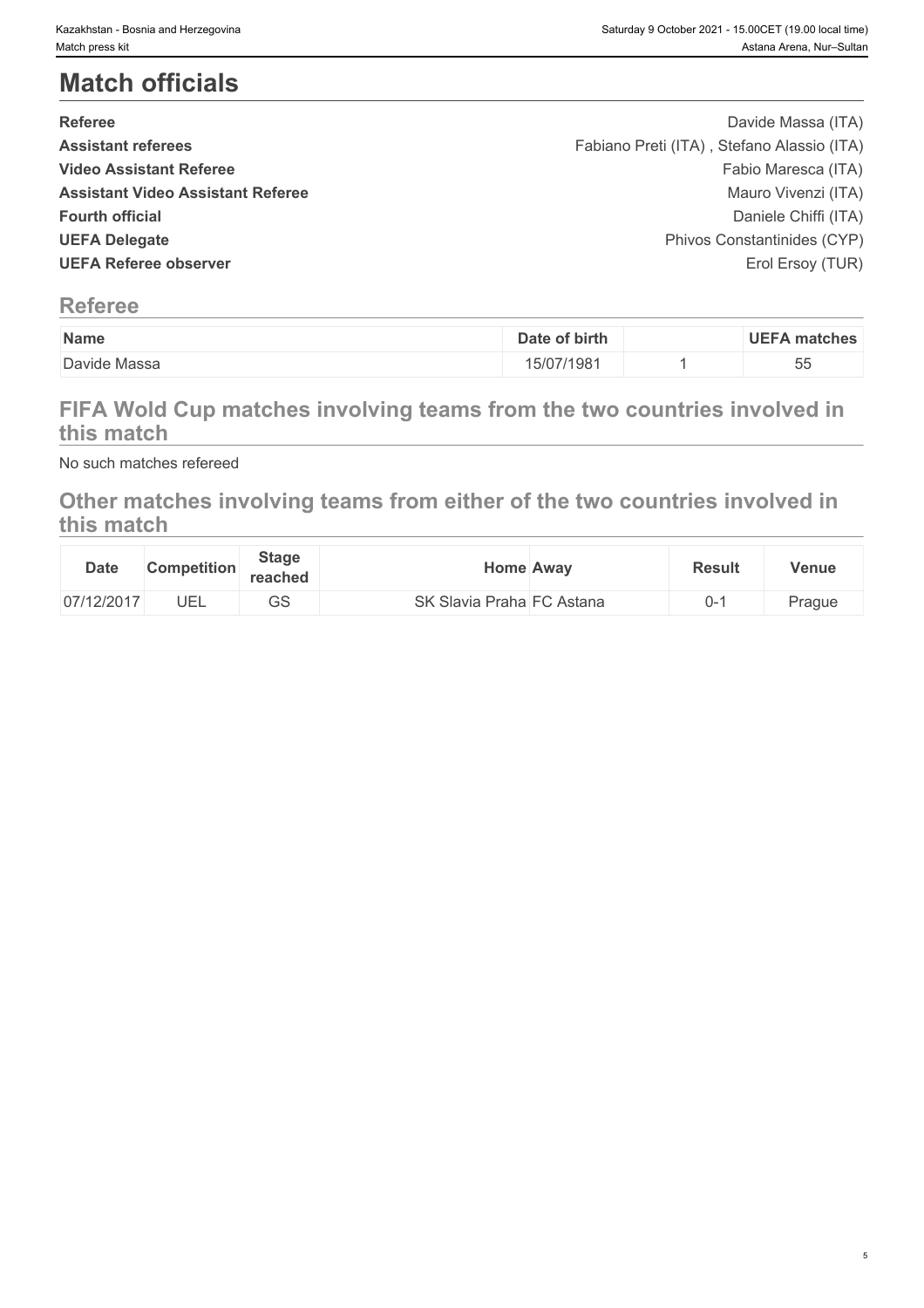# Match officials

| | |
|---|---|
| **Referee** | Davide Massa (ITA) |
| **Assistant referees** | Fabiano Preti (ITA) , Stefano Alassio (ITA) |
| **Video Assistant Referee** | Fabio Maresca (ITA) |
| **Assistant Video Assistant Referee** | Mauro Vivenzi (ITA) |
| **Fourth official** | Daniele Chiffi (ITA) |
| **UEFA Delegate** | Phivos Constantinides (CYP) |
| **UEFA Referee observer** | Erol Ersoy (TUR) |

## Referee

| Name | Date of birth | | UEFA matches |
|---|---|---|---|
| Davide Massa | 15/07/1981 | 1 | 55 |

## FIFA Wold Cup matches involving teams from the two countries involved in this match

No such matches refereed

## Other matches involving teams from either of the two countries involved in this match

| Date | Competition | Stage reached | Home | Away | Result | Venue |
|---|---|---|---|---|---|---|
| 07/12/2017 | UEL | GS | SK Slavia Praha | FC Astana | 0-1 | Prague |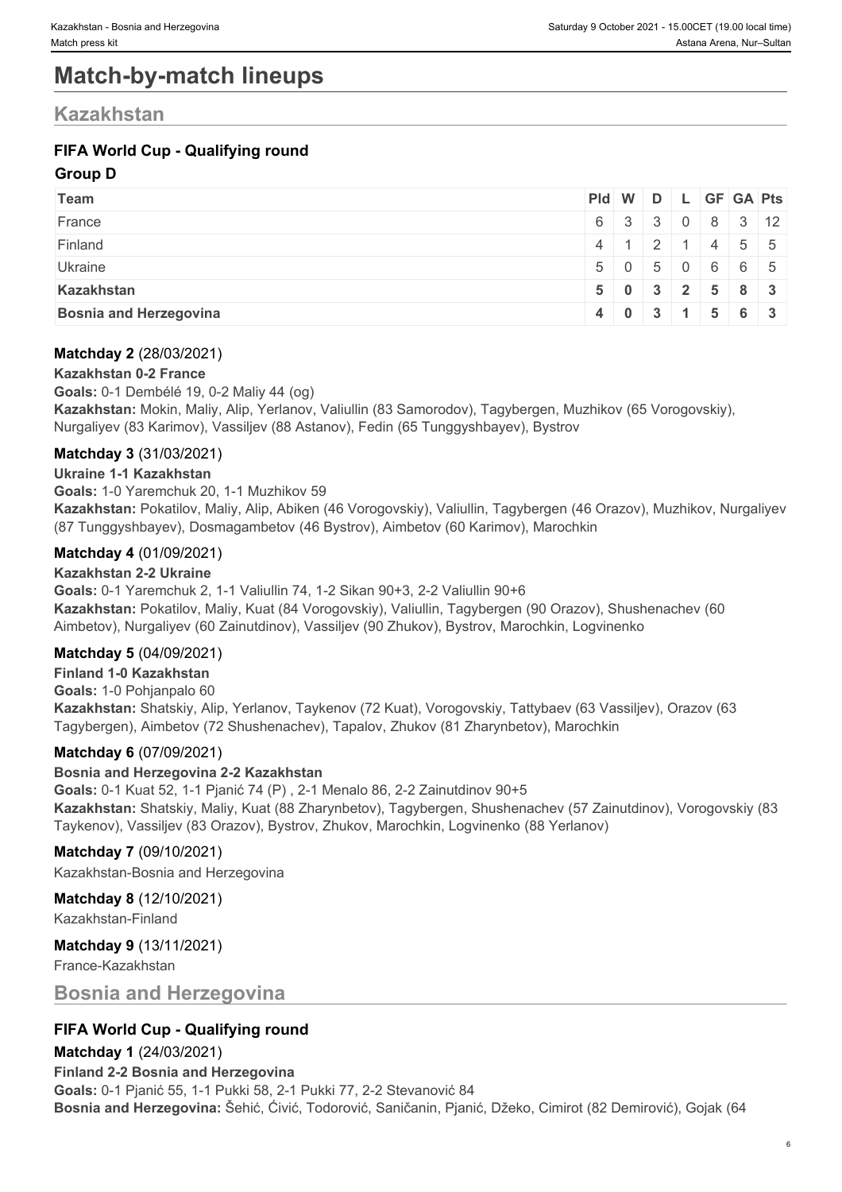# Match-by-match lineups

## Kazakhstan

### FIFA World Cup - Qualifying round

**Group D**

| Team | Pld | W | D | L | GF | GA | Pts |
|---|---|---|---|---|---|---|---|
| France | 6 | 3 | 3 | 0 | 8 | 3 | 12 |
| Finland | 4 | 1 | 2 | 1 | 4 | 5 | 5 |
| Ukraine | 5 | 0 | 5 | 0 | 6 | 6 | 5 |
| **Kazakhstan** | **5** | **0** | **3** | **2** | **5** | **8** | **3** |
| **Bosnia and Herzegovina** | **4** | **0** | **3** | **1** | **5** | **6** | **3** |

**Matchday 2** (28/03/2021)

**Kazakhstan 0-2 France**

**Goals:** 0-1 Dembélé 19, 0-2 Maliy 44 (og)

**Kazakhstan:** Mokin, Maliy, Alip, Yerlanov, Valiullin (83 Samorodov), Tagybergen, Muzhikov (65 Vorogovskiy), Nurgaliyev (83 Karimov), Vassiljev (88 Astanov), Fedin (65 Tunggyshbayev), Bystrov

**Matchday 3** (31/03/2021)

**Ukraine 1-1 Kazakhstan**

**Goals:** 1-0 Yaremchuk 20, 1-1 Muzhikov 59

**Kazakhstan:** Pokatilov, Maliy, Alip, Abiken (46 Vorogovskiy), Valiullin, Tagybergen (46 Orazov), Muzhikov, Nurgaliyev (87 Tunggyshbayev), Dosmagambetov (46 Bystrov), Aimbetov (60 Karimov), Marochkin

**Matchday 4** (01/09/2021)

**Kazakhstan 2-2 Ukraine**

**Goals:** 0-1 Yaremchuk 2, 1-1 Valiullin 74, 1-2 Sikan 90+3, 2-2 Valiullin 90+6

**Kazakhstan:** Pokatilov, Maliy, Kuat (84 Vorogovskiy), Valiullin, Tagybergen (90 Orazov), Shushenachev (60 Aimbetov), Nurgaliyev (60 Zainutdinov), Vassiljev (90 Zhukov), Bystrov, Marochkin, Logvinenko

**Matchday 5** (04/09/2021)

**Finland 1-0 Kazakhstan**

**Goals:** 1-0 Pohjanpalo 60

**Kazakhstan:** Shatskiy, Alip, Yerlanov, Taykenov (72 Kuat), Vorogovskiy, Tattybaev (63 Vassiljev), Orazov (63 Tagybergen), Aimbetov (72 Shushenachev), Tapalov, Zhukov (81 Zharynbetov), Marochkin

**Matchday 6** (07/09/2021)

**Bosnia and Herzegovina 2-2 Kazakhstan**

**Goals:** 0-1 Kuat 52, 1-1 Pjanić 74 (P) , 2-1 Menalo 86, 2-2 Zainutdinov 90+5

**Kazakhstan:** Shatskiy, Maliy, Kuat (88 Zharynbetov), Tagybergen, Shushenachev (57 Zainutdinov), Vorogovskiy (83 Taykenov), Vassiljev (83 Orazov), Bystrov, Zhukov, Marochkin, Logvinenko (88 Yerlanov)

**Matchday 7** (09/10/2021)

Kazakhstan-Bosnia and Herzegovina

**Matchday 8** (12/10/2021)

Kazakhstan-Finland

**Matchday 9** (13/11/2021)

France-Kazakhstan

## Bosnia and Herzegovina

### FIFA World Cup - Qualifying round

**Matchday 1** (24/03/2021)

**Finland 2-2 Bosnia and Herzegovina**

**Goals:** 0-1 Pjanić 55, 1-1 Pukki 58, 2-1 Pukki 77, 2-2 Stevanović 84

**Bosnia and Herzegovina:** Šehić, Ćivić, Todorović, Saničanin, Pjanić, Džeko, Cimirot (82 Demirović), Gojak (64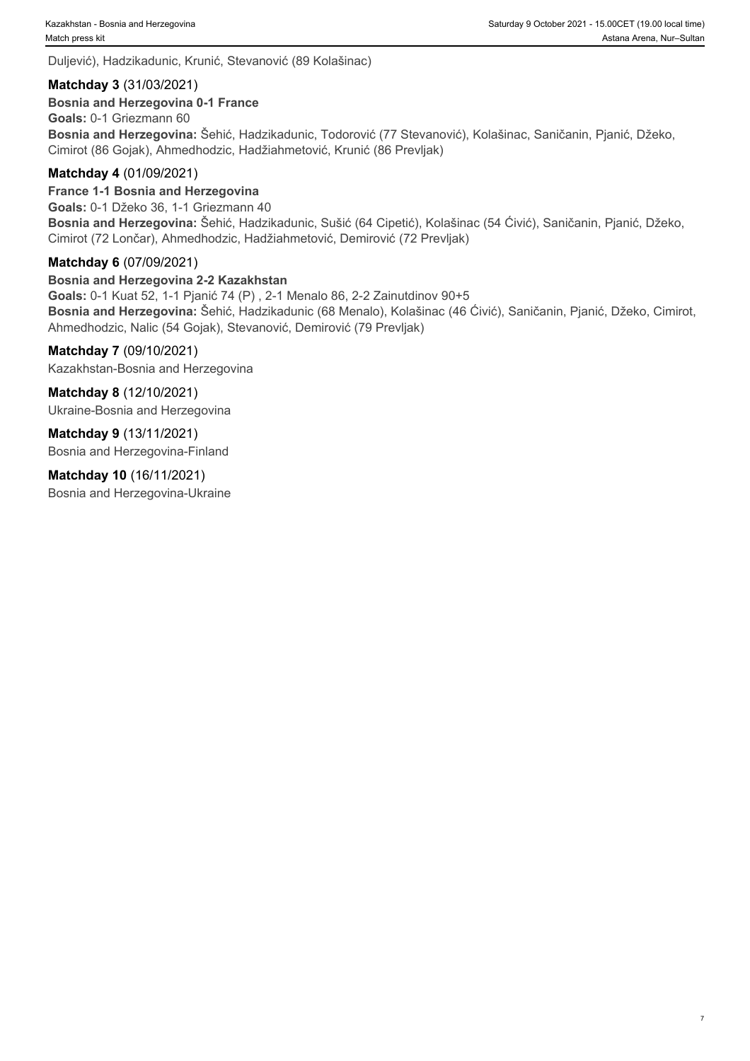Duljević), Hadzikadunic, Krunić, Stevanović (89 Kolašinac)

**Matchday 3** (31/03/2021)

**Bosnia and Herzegovina 0-1 France**

**Goals:** 0-1 Griezmann 60

**Bosnia and Herzegovina:** Šehić, Hadzikadunic, Todorović (77 Stevanović), Kolašinac, Saničanin, Pjanić, Džeko, Cimirot (86 Gojak), Ahmedhodzic, Hadžiahmetović, Krunić (86 Prevljak)

**Matchday 4** (01/09/2021)

**France 1-1 Bosnia and Herzegovina**

**Goals:** 0-1 Džeko 36, 1-1 Griezmann 40

**Bosnia and Herzegovina:** Šehić, Hadzikadunic, Sušić (64 Cipetić), Kolašinac (54 Ćivić), Saničanin, Pjanić, Džeko, Cimirot (72 Lončar), Ahmedhodzic, Hadžiahmetović, Demirović (72 Prevljak)

**Matchday 6** (07/09/2021)

**Bosnia and Herzegovina 2-2 Kazakhstan**

**Goals:** 0-1 Kuat 52, 1-1 Pjanić 74 (P) , 2-1 Menalo 86, 2-2 Zainutdinov 90+5

**Bosnia and Herzegovina:** Šehić, Hadzikadunic (68 Menalo), Kolašinac (46 Ćivić), Saničanin, Pjanić, Džeko, Cimirot, Ahmedhodzic, Nalic (54 Gojak), Stevanović, Demirović (79 Prevljak)

**Matchday 7** (09/10/2021)

Kazakhstan-Bosnia and Herzegovina

**Matchday 8** (12/10/2021)

Ukraine-Bosnia and Herzegovina

**Matchday 9** (13/11/2021)

Bosnia and Herzegovina-Finland

**Matchday 10** (16/11/2021)

Bosnia and Herzegovina-Ukraine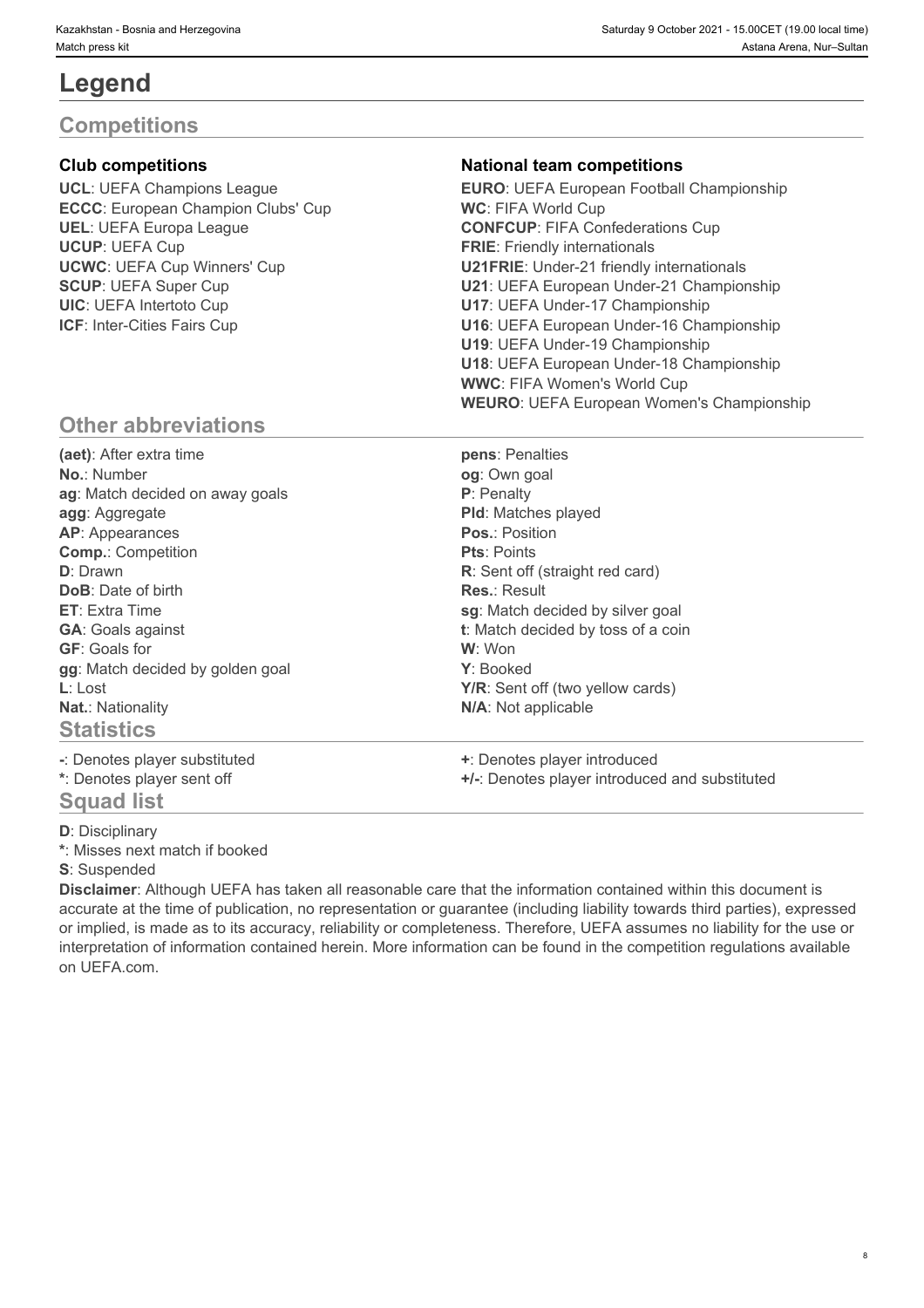# Legend

## Competitions

### Club competitions

**UCL**: UEFA Champions League
**ECCC**: European Champion Clubs' Cup
**UEL**: UEFA Europa League
**UCUP**: UEFA Cup
**UCWC**: UEFA Cup Winners' Cup
**SCUP**: UEFA Super Cup
**UIC**: UEFA Intertoto Cup
**ICF**: Inter-Cities Fairs Cup

### National team competitions

**EURO**: UEFA European Football Championship
**WC**: FIFA World Cup
**CONFCUP**: FIFA Confederations Cup
**FRIE**: Friendly internationals
**U21FRIE**: Under-21 friendly internationals
**U21**: UEFA European Under-21 Championship
**U17**: UEFA Under-17 Championship
**U16**: UEFA European Under-16 Championship
**U19**: UEFA Under-19 Championship
**U18**: UEFA European Under-18 Championship
**WWC**: FIFA Women's World Cup
**WEURO**: UEFA European Women's Championship

## Other abbreviations

**(aet)**: After extra time
**No.**: Number
**ag**: Match decided on away goals
**agg**: Aggregate
**AP**: Appearances
**Comp.**: Competition
**D**: Drawn
**DoB**: Date of birth
**ET**: Extra Time
**GA**: Goals against
**GF**: Goals for
**gg**: Match decided by golden goal
**L**: Lost
**Nat.**: Nationality
**pens**: Penalties
**og**: Own goal
**P**: Penalty
**Pld**: Matches played
**Pos.**: Position
**Pts**: Points
**R**: Sent off (straight red card)
**Res.**: Result
**sg**: Match decided by silver goal
**t**: Match decided by toss of a coin
**W**: Won
**Y**: Booked
**Y/R**: Sent off (two yellow cards)
**N/A**: Not applicable

## Statistics

**-**: Denotes player substituted
**\***: Denotes player sent off
**+**: Denotes player introduced
**+/-**: Denotes player introduced and substituted

## Squad list

**D**: Disciplinary
**\***: Misses next match if booked
**S**: Suspended

**Disclaimer**: Although UEFA has taken all reasonable care that the information contained within this document is accurate at the time of publication, no representation or guarantee (including liability towards third parties), expressed or implied, is made as to its accuracy, reliability or completeness. Therefore, UEFA assumes no liability for the use or interpretation of information contained herein. More information can be found in the competition regulations available on UEFA.com.